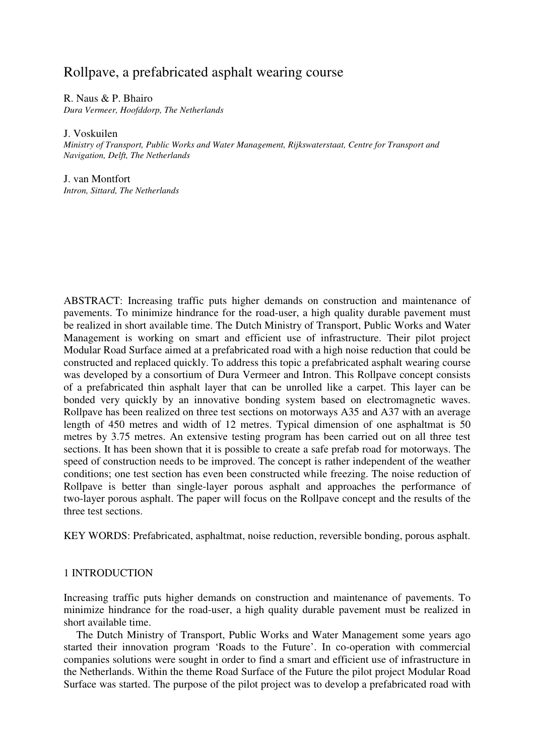# Rollpave, a prefabricated asphalt wearing course

R. Naus & P. Bhairo
*Dura Vermeer, Hoofddorp, The Netherlands*

J. Voskuilen
*Ministry of Transport, Public Works and Water Management, Rijkswaterstaat, Centre for Transport and Navigation, Delft, The Netherlands*

J. van Montfort
*Intron, Sittard, The Netherlands*

ABSTRACT: Increasing traffic puts higher demands on construction and maintenance of pavements. To minimize hindrance for the road-user, a high quality durable pavement must be realized in short available time. The Dutch Ministry of Transport, Public Works and Water Management is working on smart and efficient use of infrastructure. Their pilot project Modular Road Surface aimed at a prefabricated road with a high noise reduction that could be constructed and replaced quickly. To address this topic a prefabricated asphalt wearing course was developed by a consortium of Dura Vermeer and Intron. This Rollpave concept consists of a prefabricated thin asphalt layer that can be unrolled like a carpet. This layer can be bonded very quickly by an innovative bonding system based on electromagnetic waves. Rollpave has been realized on three test sections on motorways A35 and A37 with an average length of 450 metres and width of 12 metres. Typical dimension of one asphaltmat is 50 metres by 3.75 metres. An extensive testing program has been carried out on all three test sections. It has been shown that it is possible to create a safe prefab road for motorways. The speed of construction needs to be improved. The concept is rather independent of the weather conditions; one test section has even been constructed while freezing. The noise reduction of Rollpave is better than single-layer porous asphalt and approaches the performance of two-layer porous asphalt. The paper will focus on the Rollpave concept and the results of the three test sections.

KEY WORDS: Prefabricated, asphaltmat, noise reduction, reversible bonding, porous asphalt.

## 1 INTRODUCTION

Increasing traffic puts higher demands on construction and maintenance of pavements. To minimize hindrance for the road-user, a high quality durable pavement must be realized in short available time.

The Dutch Ministry of Transport, Public Works and Water Management some years ago started their innovation program 'Roads to the Future'. In co-operation with commercial companies solutions were sought in order to find a smart and efficient use of infrastructure in the Netherlands. Within the theme Road Surface of the Future the pilot project Modular Road Surface was started. The purpose of the pilot project was to develop a prefabricated road with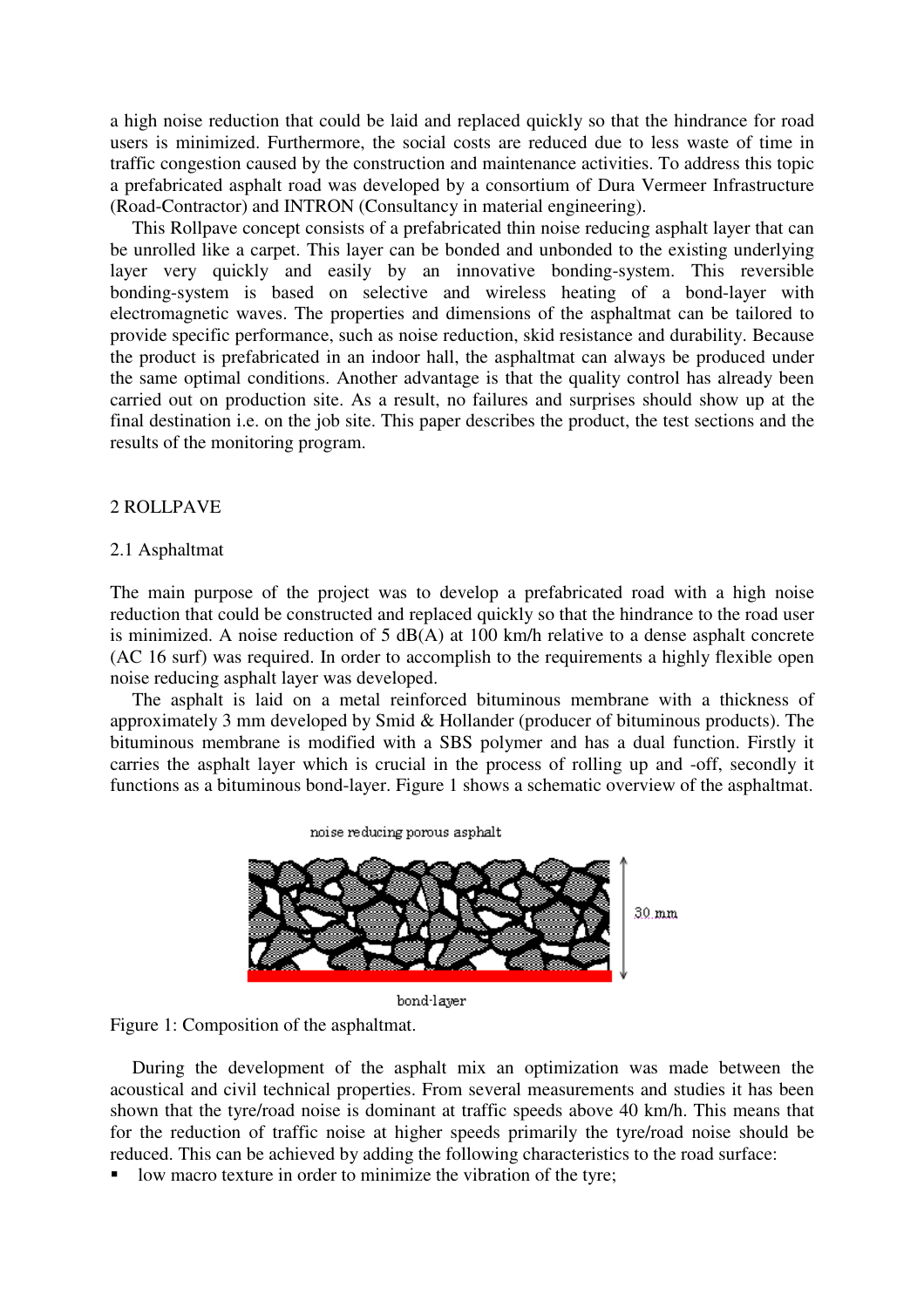a high noise reduction that could be laid and replaced quickly so that the hindrance for road users is minimized. Furthermore, the social costs are reduced due to less waste of time in traffic congestion caused by the construction and maintenance activities. To address this topic a prefabricated asphalt road was developed by a consortium of Dura Vermeer Infrastructure (Road-Contractor) and INTRON (Consultancy in material engineering).

This Rollpave concept consists of a prefabricated thin noise reducing asphalt layer that can be unrolled like a carpet. This layer can be bonded and unbonded to the existing underlying layer very quickly and easily by an innovative bonding-system. This reversible bonding-system is based on selective and wireless heating of a bond-layer with electromagnetic waves. The properties and dimensions of the asphaltmat can be tailored to provide specific performance, such as noise reduction, skid resistance and durability. Because the product is prefabricated in an indoor hall, the asphaltmat can always be produced under the same optimal conditions. Another advantage is that the quality control has already been carried out on production site. As a result, no failures and surprises should show up at the final destination i.e. on the job site. This paper describes the product, the test sections and the results of the monitoring program.

## 2 ROLLPAVE

### 2.1 Asphaltmat

The main purpose of the project was to develop a prefabricated road with a high noise reduction that could be constructed and replaced quickly so that the hindrance to the road user is minimized. A noise reduction of 5 dB(A) at 100 km/h relative to a dense asphalt concrete (AC 16 surf) was required. In order to accomplish to the requirements a highly flexible open noise reducing asphalt layer was developed.

The asphalt is laid on a metal reinforced bituminous membrane with a thickness of approximately 3 mm developed by Smid & Hollander (producer of bituminous products). The bituminous membrane is modified with a SBS polymer and has a dual function. Firstly it carries the asphalt layer which is crucial in the process of rolling up and -off, secondly it functions as a bituminous bond-layer. Figure 1 shows a schematic overview of the asphaltmat.

noise reducing porous asphalt

30 mm

bond-layer

Figure 1: Composition of the asphaltmat.

During the development of the asphalt mix an optimization was made between the acoustical and civil technical properties. From several measurements and studies it has been shown that the tyre/road noise is dominant at traffic speeds above 40 km/h. This means that for the reduction of traffic noise at higher speeds primarily the tyre/road noise should be reduced. This can be achieved by adding the following characteristics to the road surface:

- low macro texture in order to minimize the vibration of the tyre;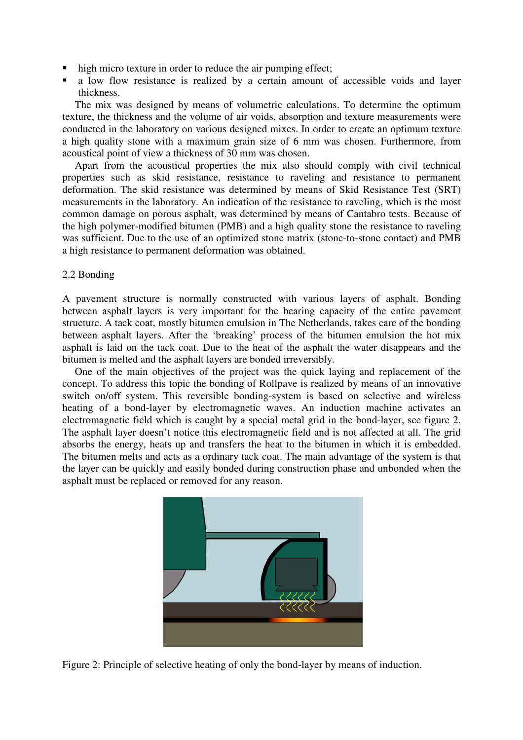- high micro texture in order to reduce the air pumping effect;
- a low flow resistance is realized by a certain amount of accessible voids and layer thickness.

The mix was designed by means of volumetric calculations. To determine the optimum texture, the thickness and the volume of air voids, absorption and texture measurements were conducted in the laboratory on various designed mixes. In order to create an optimum texture a high quality stone with a maximum grain size of 6 mm was chosen. Furthermore, from acoustical point of view a thickness of 30 mm was chosen.

Apart from the acoustical properties the mix also should comply with civil technical properties such as skid resistance, resistance to raveling and resistance to permanent deformation. The skid resistance was determined by means of Skid Resistance Test (SRT) measurements in the laboratory. An indication of the resistance to raveling, which is the most common damage on porous asphalt, was determined by means of Cantabro tests. Because of the high polymer-modified bitumen (PMB) and a high quality stone the resistance to raveling was sufficient. Due to the use of an optimized stone matrix (stone-to-stone contact) and PMB a high resistance to permanent deformation was obtained.

## 2.2 Bonding

A pavement structure is normally constructed with various layers of asphalt. Bonding between asphalt layers is very important for the bearing capacity of the entire pavement structure. A tack coat, mostly bitumen emulsion in The Netherlands, takes care of the bonding between asphalt layers. After the 'breaking' process of the bitumen emulsion the hot mix asphalt is laid on the tack coat. Due to the heat of the asphalt the water disappears and the bitumen is melted and the asphalt layers are bonded irreversibly.

One of the main objectives of the project was the quick laying and replacement of the concept. To address this topic the bonding of Rollpave is realized by means of an innovative switch on/off system. This reversible bonding-system is based on selective and wireless heating of a bond-layer by electromagnetic waves. An induction machine activates an electromagnetic field which is caught by a special metal grid in the bond-layer, see figure 2. The asphalt layer doesn't notice this electromagnetic field and is not affected at all. The grid absorbs the energy, heats up and transfers the heat to the bitumen in which it is embedded. The bitumen melts and acts as a ordinary tack coat. The main advantage of the system is that the layer can be quickly and easily bonded during construction phase and unbonded when the asphalt must be replaced or removed for any reason.

Figure 2: Principle of selective heating of only the bond-layer by means of induction.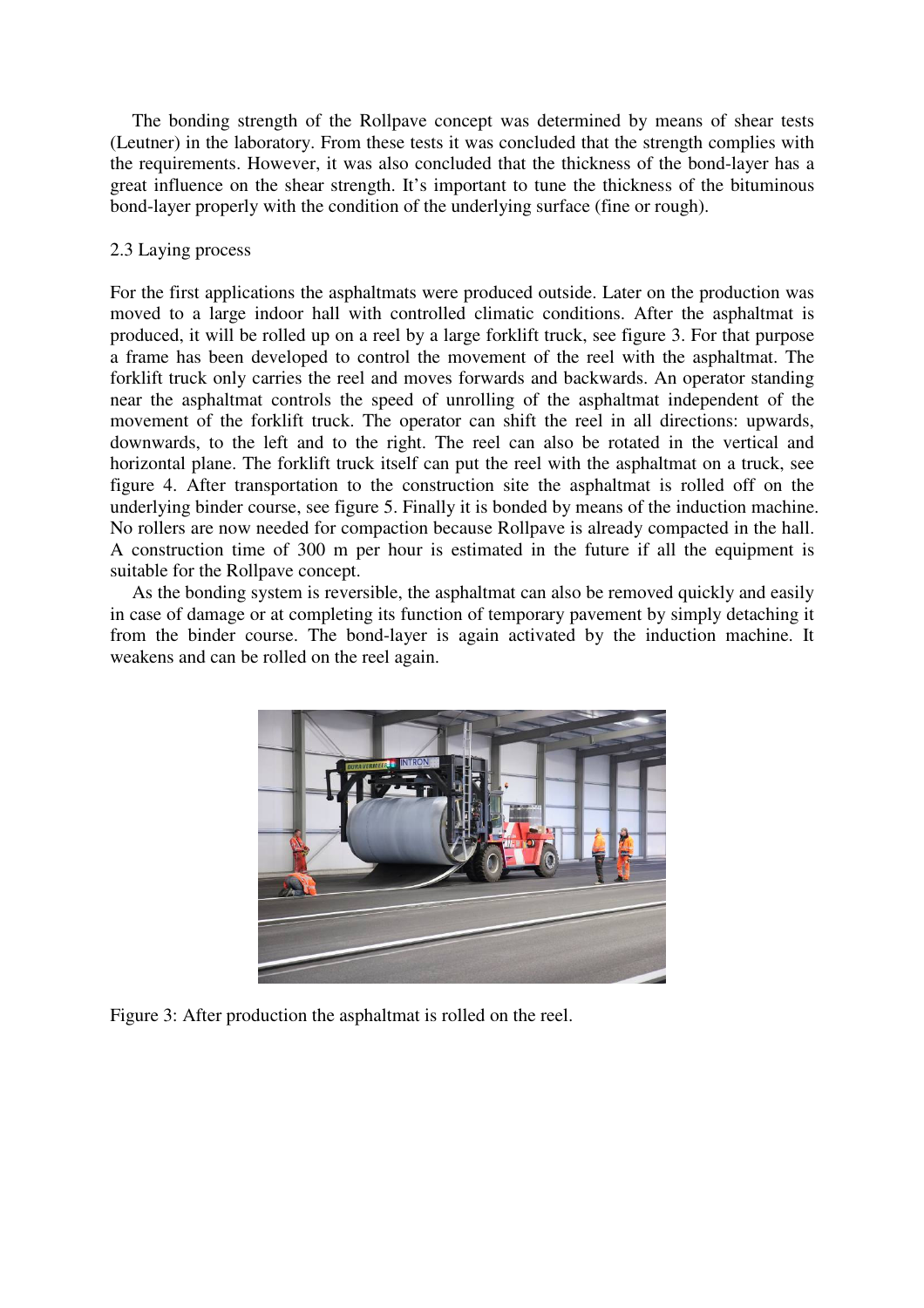The bonding strength of the Rollpave concept was determined by means of shear tests (Leutner) in the laboratory. From these tests it was concluded that the strength complies with the requirements. However, it was also concluded that the thickness of the bond-layer has a great influence on the shear strength. It's important to tune the thickness of the bituminous bond-layer properly with the condition of the underlying surface (fine or rough).

### 2.3 Laying process

For the first applications the asphaltmats were produced outside. Later on the production was moved to a large indoor hall with controlled climatic conditions. After the asphaltmat is produced, it will be rolled up on a reel by a large forklift truck, see figure 3. For that purpose a frame has been developed to control the movement of the reel with the asphaltmat. The forklift truck only carries the reel and moves forwards and backwards. An operator standing near the asphaltmat controls the speed of unrolling of the asphaltmat independent of the movement of the forklift truck. The operator can shift the reel in all directions: upwards, downwards, to the left and to the right. The reel can also be rotated in the vertical and horizontal plane. The forklift truck itself can put the reel with the asphaltmat on a truck, see figure 4. After transportation to the construction site the asphaltmat is rolled off on the underlying binder course, see figure 5. Finally it is bonded by means of the induction machine. No rollers are now needed for compaction because Rollpave is already compacted in the hall. A construction time of 300 m per hour is estimated in the future if all the equipment is suitable for the Rollpave concept.

As the bonding system is reversible, the asphaltmat can also be removed quickly and easily in case of damage or at completing its function of temporary pavement by simply detaching it from the binder course. The bond-layer is again activated by the induction machine. It weakens and can be rolled on the reel again.

Figure 3: After production the asphaltmat is rolled on the reel.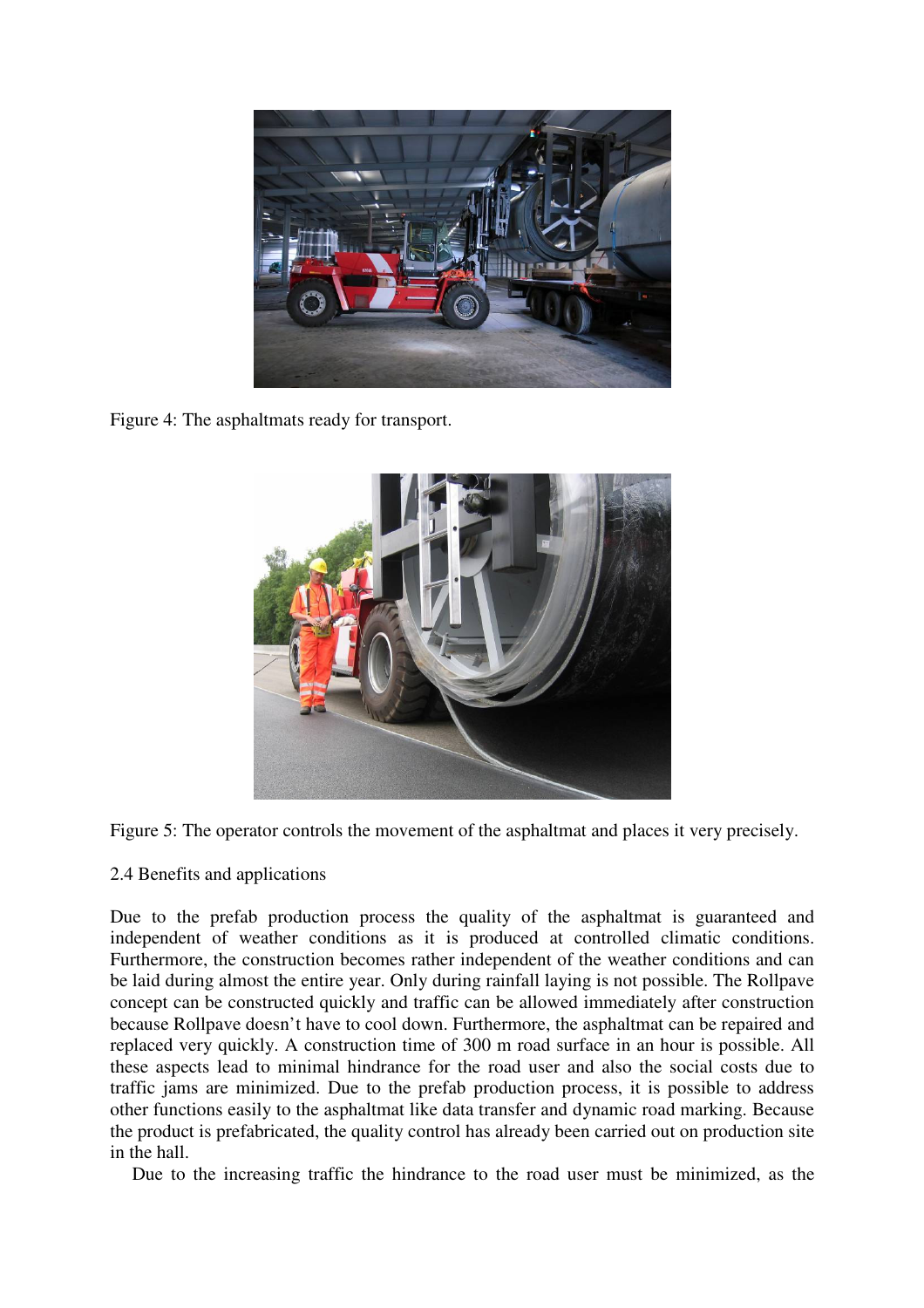Figure 4: The asphaltmats ready for transport.

Figure 5: The operator controls the movement of the asphaltmat and places it very precisely.

2.4 Benefits and applications

Due to the prefab production process the quality of the asphaltmat is guaranteed and independent of weather conditions as it is produced at controlled climatic conditions. Furthermore, the construction becomes rather independent of the weather conditions and can be laid during almost the entire year. Only during rainfall laying is not possible. The Rollpave concept can be constructed quickly and traffic can be allowed immediately after construction because Rollpave doesn't have to cool down. Furthermore, the asphaltmat can be repaired and replaced very quickly. A construction time of 300 m road surface in an hour is possible. All these aspects lead to minimal hindrance for the road user and also the social costs due to traffic jams are minimized. Due to the prefab production process, it is possible to address other functions easily to the asphaltmat like data transfer and dynamic road marking. Because the product is prefabricated, the quality control has already been carried out on production site in the hall.

Due to the increasing traffic the hindrance to the road user must be minimized, as the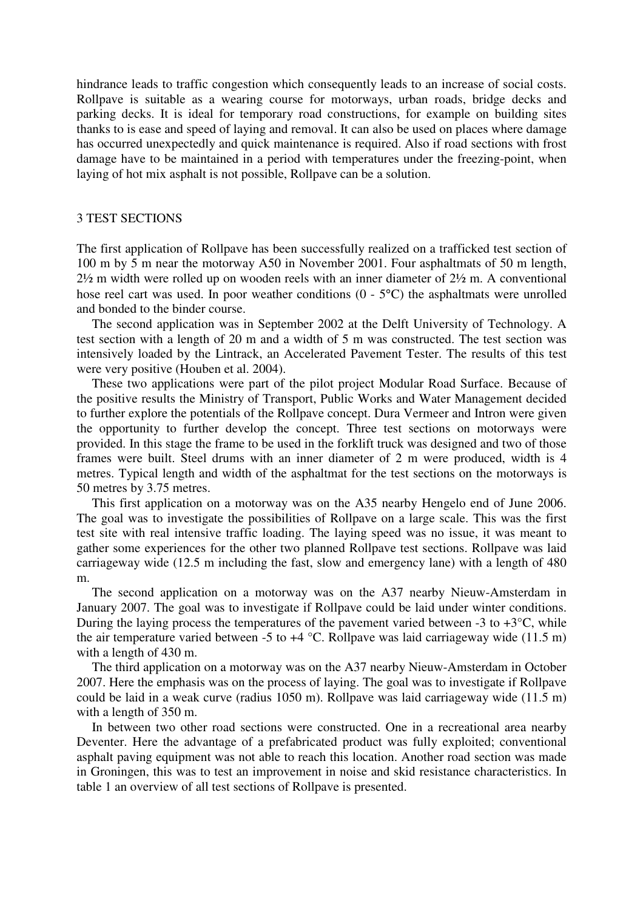hindrance leads to traffic congestion which consequently leads to an increase of social costs. Rollpave is suitable as a wearing course for motorways, urban roads, bridge decks and parking decks. It is ideal for temporary road constructions, for example on building sites thanks to is ease and speed of laying and removal. It can also be used on places where damage has occurred unexpectedly and quick maintenance is required. Also if road sections with frost damage have to be maintained in a period with temperatures under the freezing-point, when laying of hot mix asphalt is not possible, Rollpave can be a solution.

## 3 TEST SECTIONS

The first application of Rollpave has been successfully realized on a trafficked test section of 100 m by 5 m near the motorway A50 in November 2001. Four asphaltmats of 50 m length, 2½ m width were rolled up on wooden reels with an inner diameter of 2½ m. A conventional hose reel cart was used. In poor weather conditions (0 - 5°C) the asphaltmats were unrolled and bonded to the binder course.

The second application was in September 2002 at the Delft University of Technology. A test section with a length of 20 m and a width of 5 m was constructed. The test section was intensively loaded by the Lintrack, an Accelerated Pavement Tester. The results of this test were very positive (Houben et al. 2004).

These two applications were part of the pilot project Modular Road Surface. Because of the positive results the Ministry of Transport, Public Works and Water Management decided to further explore the potentials of the Rollpave concept. Dura Vermeer and Intron were given the opportunity to further develop the concept. Three test sections on motorways were provided. In this stage the frame to be used in the forklift truck was designed and two of those frames were built. Steel drums with an inner diameter of 2 m were produced, width is 4 metres. Typical length and width of the asphaltmat for the test sections on the motorways is 50 metres by 3.75 metres.

This first application on a motorway was on the A35 nearby Hengelo end of June 2006. The goal was to investigate the possibilities of Rollpave on a large scale. This was the first test site with real intensive traffic loading. The laying speed was no issue, it was meant to gather some experiences for the other two planned Rollpave test sections. Rollpave was laid carriageway wide (12.5 m including the fast, slow and emergency lane) with a length of 480 m.

The second application on a motorway was on the A37 nearby Nieuw-Amsterdam in January 2007. The goal was to investigate if Rollpave could be laid under winter conditions. During the laying process the temperatures of the pavement varied between -3 to +3°C, while the air temperature varied between -5 to +4 °C. Rollpave was laid carriageway wide (11.5 m) with a length of 430 m.

The third application on a motorway was on the A37 nearby Nieuw-Amsterdam in October 2007. Here the emphasis was on the process of laying. The goal was to investigate if Rollpave could be laid in a weak curve (radius 1050 m). Rollpave was laid carriageway wide (11.5 m) with a length of 350 m.

In between two other road sections were constructed. One in a recreational area nearby Deventer. Here the advantage of a prefabricated product was fully exploited; conventional asphalt paving equipment was not able to reach this location. Another road section was made in Groningen, this was to test an improvement in noise and skid resistance characteristics. In table 1 an overview of all test sections of Rollpave is presented.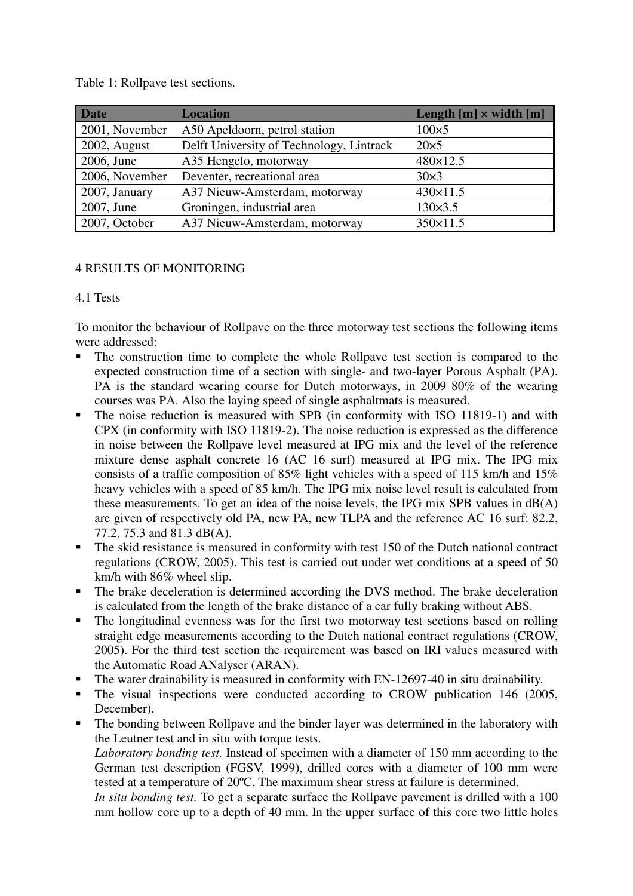Table 1: Rollpave test sections.

| Date | Location | Length [m] × width [m] |
|---|---|---|
| 2001, November | A50 Apeldoorn, petrol station | 100×5 |
| 2002, August | Delft University of Technology, Lintrack | 20×5 |
| 2006, June | A35 Hengelo, motorway | 480×12.5 |
| 2006, November | Deventer, recreational area | 30×3 |
| 2007, January | A37 Nieuw-Amsterdam, motorway | 430×11.5 |
| 2007, June | Groningen, industrial area | 130×3.5 |
| 2007, October | A37 Nieuw-Amsterdam, motorway | 350×11.5 |

# 4 RESULTS OF MONITORING

## 4.1 Tests

To monitor the behaviour of Rollpave on the three motorway test sections the following items were addressed:

- The construction time to complete the whole Rollpave test section is compared to the expected construction time of a section with single- and two-layer Porous Asphalt (PA). PA is the standard wearing course for Dutch motorways, in 2009 80% of the wearing courses was PA. Also the laying speed of single asphaltmats is measured.
- The noise reduction is measured with SPB (in conformity with ISO 11819-1) and with CPX (in conformity with ISO 11819-2). The noise reduction is expressed as the difference in noise between the Rollpave level measured at IPG mix and the level of the reference mixture dense asphalt concrete 16 (AC 16 surf) measured at IPG mix. The IPG mix consists of a traffic composition of 85% light vehicles with a speed of 115 km/h and 15% heavy vehicles with a speed of 85 km/h. The IPG mix noise level result is calculated from these measurements. To get an idea of the noise levels, the IPG mix SPB values in dB(A) are given of respectively old PA, new PA, new TLPA and the reference AC 16 surf: 82.2, 77.2, 75.3 and 81.3 dB(A).
- The skid resistance is measured in conformity with test 150 of the Dutch national contract regulations (CROW, 2005). This test is carried out under wet conditions at a speed of 50 km/h with 86% wheel slip.
- The brake deceleration is determined according the DVS method. The brake deceleration is calculated from the length of the brake distance of a car fully braking without ABS.
- The longitudinal evenness was for the first two motorway test sections based on rolling straight edge measurements according to the Dutch national contract regulations (CROW, 2005). For the third test section the requirement was based on IRI values measured with the Automatic Road ANalyser (ARAN).
- The water drainability is measured in conformity with EN-12697-40 in situ drainability.
- The visual inspections were conducted according to CROW publication 146 (2005, December).
- The bonding between Rollpave and the binder layer was determined in the laboratory with the Leutner test and in situ with torque tests.

  *Laboratory bonding test.* Instead of specimen with a diameter of 150 mm according to the German test description (FGSV, 1999), drilled cores with a diameter of 100 mm were tested at a temperature of 20ºC. The maximum shear stress at failure is determined.

  *In situ bonding test.* To get a separate surface the Rollpave pavement is drilled with a 100 mm hollow core up to a depth of 40 mm. In the upper surface of this core two little holes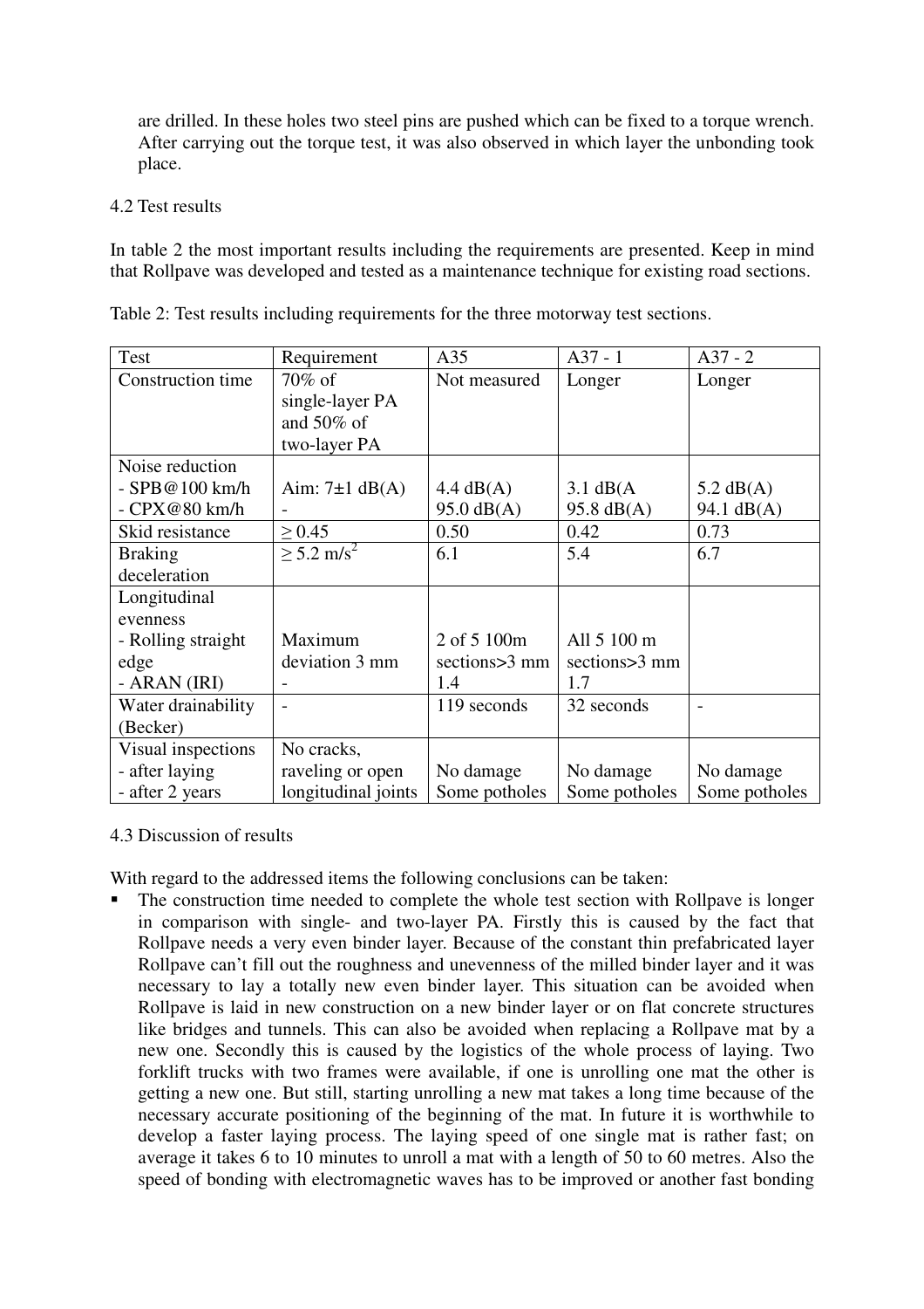are drilled. In these holes two steel pins are pushed which can be fixed to a torque wrench. After carrying out the torque test, it was also observed in which layer the unbonding took place.

4.2 Test results

In table 2 the most important results including the requirements are presented. Keep in mind that Rollpave was developed and tested as a maintenance technique for existing road sections.

Table 2: Test results including requirements for the three motorway test sections.

| Test | Requirement | A35 | A37 - 1 | A37 - 2 |
|---|---|---|---|---|
| Construction time | 70% of single-layer PA and 50% of two-layer PA | Not measured | Longer | Longer |
| Noise reduction<br>- SPB@100 km/h<br>- CPX@80 km/h | <br>Aim: 7±1 dB(A)<br>- | <br>4.4 dB(A)<br>95.0 dB(A) | <br>3.1 dB(A<br>95.8 dB(A) | <br>5.2 dB(A)<br>94.1 dB(A) |
| Skid resistance | ≥ 0.45 | 0.50 | 0.42 | 0.73 |
| Braking deceleration | ≥ 5.2 m/s$^2$ | 6.1 | 5.4 | 6.7 |
| Longitudinal evenness<br>- Rolling straight edge<br>- ARAN (IRI) | <br>Maximum deviation 3 mm<br>- | <br>2 of 5 100m sections>3 mm<br>1.4 | <br>All 5 100 m sections>3 mm<br>1.7 | |
| Water drainability (Becker) | - | 119 seconds | 32 seconds | - |
| Visual inspections<br>- after laying<br>- after 2 years | No cracks, raveling or open longitudinal joints | <br>No damage<br>Some potholes | <br>No damage<br>Some potholes | <br>No damage<br>Some potholes |

4.3 Discussion of results

With regard to the addressed items the following conclusions can be taken:

- The construction time needed to complete the whole test section with Rollpave is longer in comparison with single- and two-layer PA. Firstly this is caused by the fact that Rollpave needs a very even binder layer. Because of the constant thin prefabricated layer Rollpave can't fill out the roughness and unevenness of the milled binder layer and it was necessary to lay a totally new even binder layer. This situation can be avoided when Rollpave is laid in new construction on a new binder layer or on flat concrete structures like bridges and tunnels. This can also be avoided when replacing a Rollpave mat by a new one. Secondly this is caused by the logistics of the whole process of laying. Two forklift trucks with two frames were available, if one is unrolling one mat the other is getting a new one. But still, starting unrolling a new mat takes a long time because of the necessary accurate positioning of the beginning of the mat. In future it is worthwhile to develop a faster laying process. The laying speed of one single mat is rather fast; on average it takes 6 to 10 minutes to unroll a mat with a length of 50 to 60 metres. Also the speed of bonding with electromagnetic waves has to be improved or another fast bonding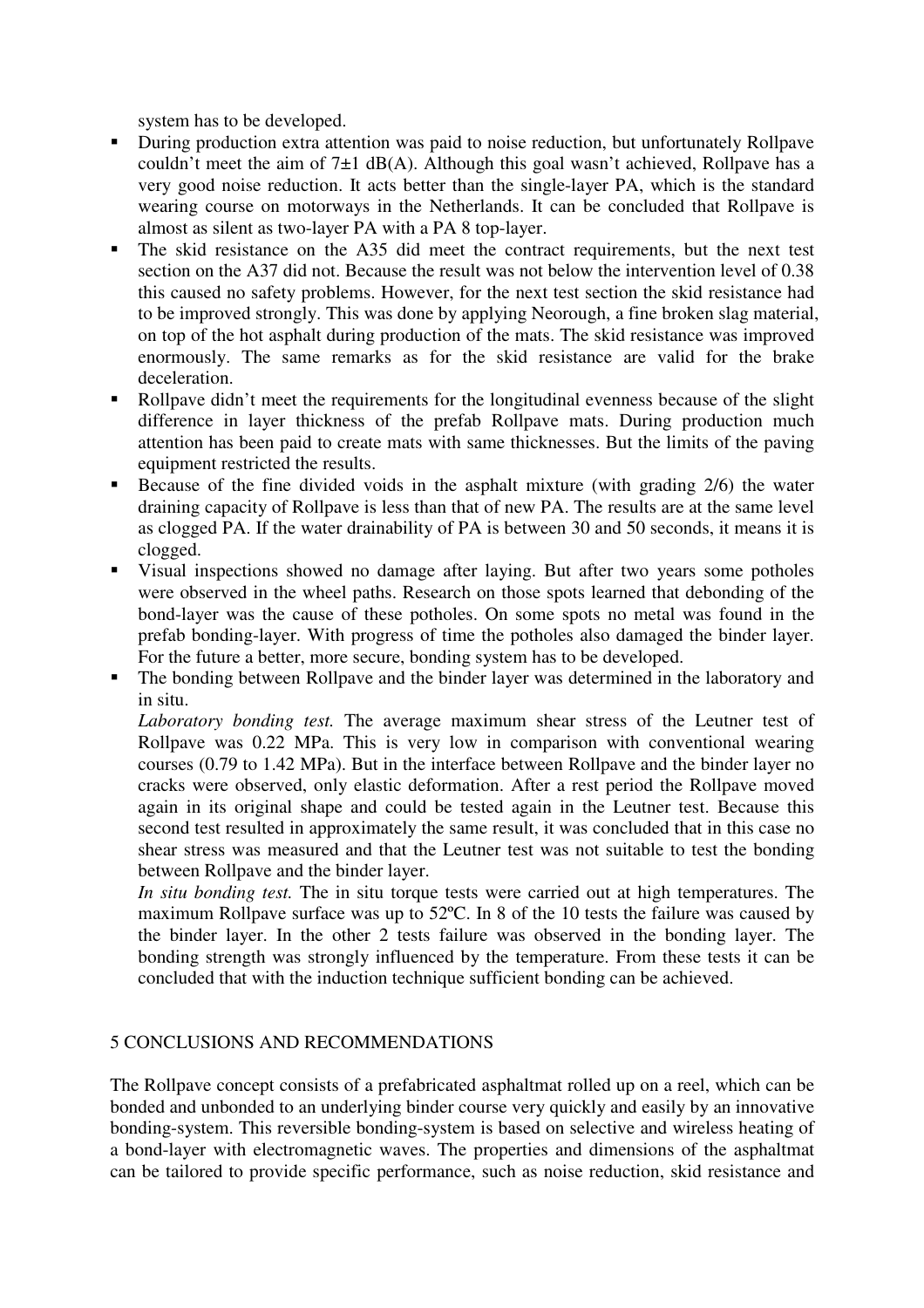system has to be developed.

- During production extra attention was paid to noise reduction, but unfortunately Rollpave couldn't meet the aim of 7±1 dB(A). Although this goal wasn't achieved, Rollpave has a very good noise reduction. It acts better than the single-layer PA, which is the standard wearing course on motorways in the Netherlands. It can be concluded that Rollpave is almost as silent as two-layer PA with a PA 8 top-layer.
- The skid resistance on the A35 did meet the contract requirements, but the next test section on the A37 did not. Because the result was not below the intervention level of 0.38 this caused no safety problems. However, for the next test section the skid resistance had to be improved strongly. This was done by applying Neorough, a fine broken slag material, on top of the hot asphalt during production of the mats. The skid resistance was improved enormously. The same remarks as for the skid resistance are valid for the brake deceleration.
- Rollpave didn't meet the requirements for the longitudinal evenness because of the slight difference in layer thickness of the prefab Rollpave mats. During production much attention has been paid to create mats with same thicknesses. But the limits of the paving equipment restricted the results.
- Because of the fine divided voids in the asphalt mixture (with grading 2/6) the water draining capacity of Rollpave is less than that of new PA. The results are at the same level as clogged PA. If the water drainability of PA is between 30 and 50 seconds, it means it is clogged.
- Visual inspections showed no damage after laying. But after two years some potholes were observed in the wheel paths. Research on those spots learned that debonding of the bond-layer was the cause of these potholes. On some spots no metal was found in the prefab bonding-layer. With progress of time the potholes also damaged the binder layer. For the future a better, more secure, bonding system has to be developed.
- The bonding between Rollpave and the binder layer was determined in the laboratory and in situ.

  *Laboratory bonding test.* The average maximum shear stress of the Leutner test of Rollpave was 0.22 MPa. This is very low in comparison with conventional wearing courses (0.79 to 1.42 MPa). But in the interface between Rollpave and the binder layer no cracks were observed, only elastic deformation. After a rest period the Rollpave moved again in its original shape and could be tested again in the Leutner test. Because this second test resulted in approximately the same result, it was concluded that in this case no shear stress was measured and that the Leutner test was not suitable to test the bonding between Rollpave and the binder layer.

  *In situ bonding test.* The in situ torque tests were carried out at high temperatures. The maximum Rollpave surface was up to 52ºC. In 8 of the 10 tests the failure was caused by the binder layer. In the other 2 tests failure was observed in the bonding layer. The bonding strength was strongly influenced by the temperature. From these tests it can be concluded that with the induction technique sufficient bonding can be achieved.

## 5 CONCLUSIONS AND RECOMMENDATIONS

The Rollpave concept consists of a prefabricated asphaltmat rolled up on a reel, which can be bonded and unbonded to an underlying binder course very quickly and easily by an innovative bonding-system. This reversible bonding-system is based on selective and wireless heating of a bond-layer with electromagnetic waves. The properties and dimensions of the asphaltmat can be tailored to provide specific performance, such as noise reduction, skid resistance and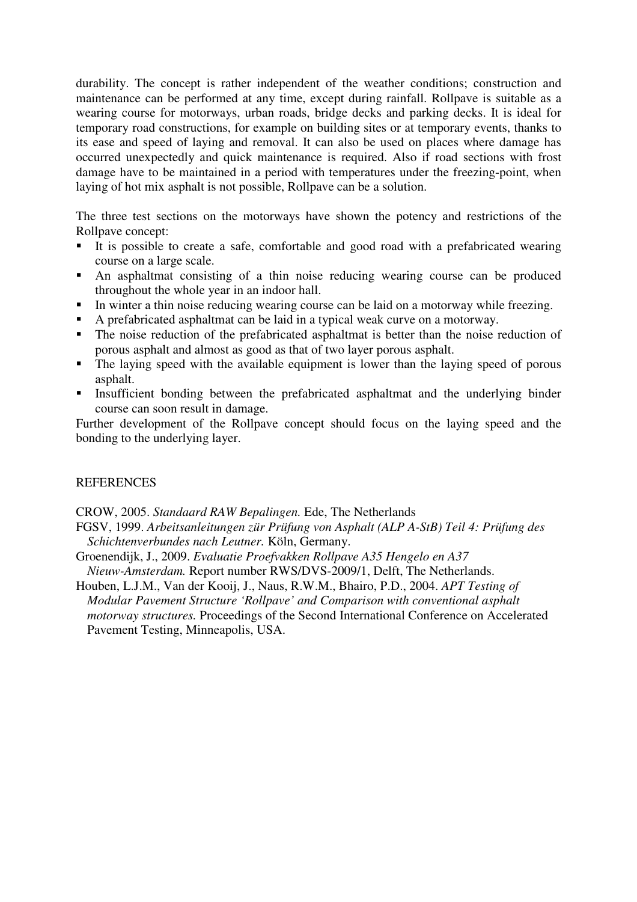durability. The concept is rather independent of the weather conditions; construction and maintenance can be performed at any time, except during rainfall. Rollpave is suitable as a wearing course for motorways, urban roads, bridge decks and parking decks. It is ideal for temporary road constructions, for example on building sites or at temporary events, thanks to its ease and speed of laying and removal. It can also be used on places where damage has occurred unexpectedly and quick maintenance is required. Also if road sections with frost damage have to be maintained in a period with temperatures under the freezing-point, when laying of hot mix asphalt is not possible, Rollpave can be a solution.

The three test sections on the motorways have shown the potency and restrictions of the Rollpave concept:

- It is possible to create a safe, comfortable and good road with a prefabricated wearing course on a large scale.
- An asphaltmat consisting of a thin noise reducing wearing course can be produced throughout the whole year in an indoor hall.
- In winter a thin noise reducing wearing course can be laid on a motorway while freezing.
- A prefabricated asphaltmat can be laid in a typical weak curve on a motorway.
- The noise reduction of the prefabricated asphaltmat is better than the noise reduction of porous asphalt and almost as good as that of two layer porous asphalt.
- The laying speed with the available equipment is lower than the laying speed of porous asphalt.
- Insufficient bonding between the prefabricated asphaltmat and the underlying binder course can soon result in damage.

Further development of the Rollpave concept should focus on the laying speed and the bonding to the underlying layer.

## REFERENCES

CROW, 2005. *Standaard RAW Bepalingen.* Ede, The Netherlands

FGSV, 1999. *Arbeitsanleitungen zür Prüfung von Asphalt (ALP A-StB) Teil 4: Prüfung des Schichtenverbundes nach Leutner.* Köln, Germany.

Groenendijk, J., 2009. *Evaluatie Proefvakken Rollpave A35 Hengelo en A37 Nieuw-Amsterdam.* Report number RWS/DVS-2009/1, Delft, The Netherlands.

Houben, L.J.M., Van der Kooij, J., Naus, R.W.M., Bhairo, P.D., 2004. *APT Testing of Modular Pavement Structure 'Rollpave' and Comparison with conventional asphalt motorway structures.* Proceedings of the Second International Conference on Accelerated Pavement Testing, Minneapolis, USA.